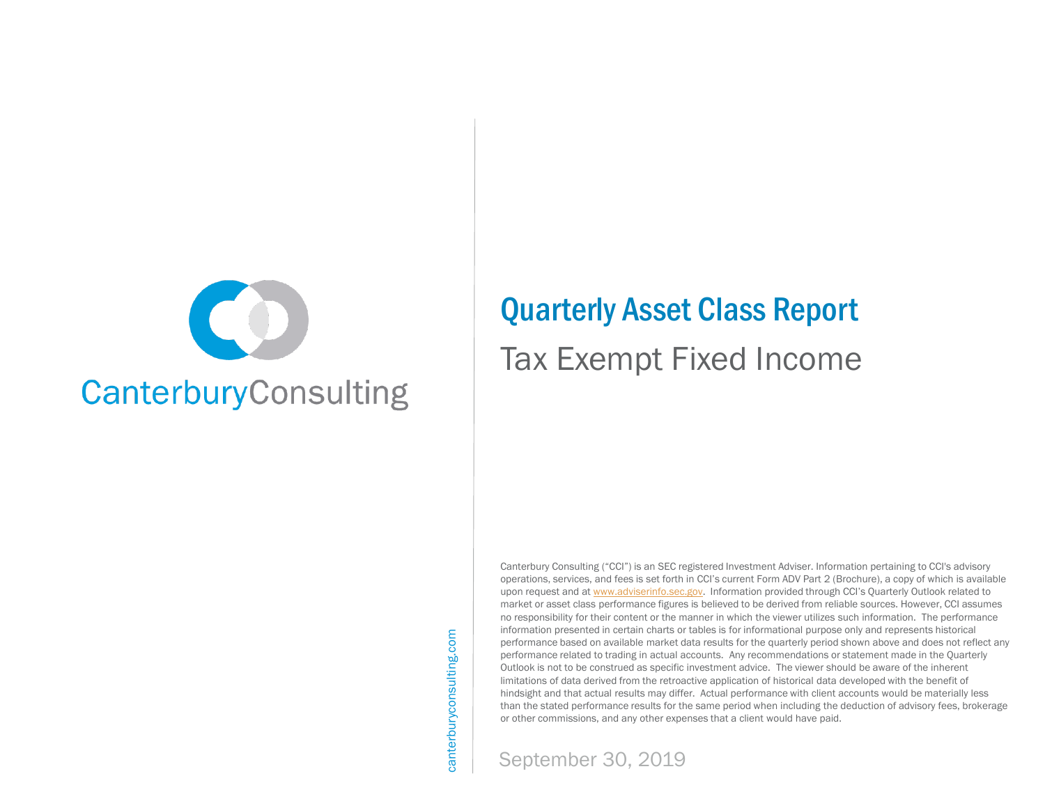CanterburyConsulting

# Quarterly Asset Class Report

## Tax Exempt Fixed Income

Canterbury Consulting ("CCI") is an SEC registered Investment Adviser. Information pertaining to CCI's advisory operations, services, and fees is set forth in CCI's current Form ADV Part 2 (Brochure), a copy of which is available upon request and at www.adviserinfo.sec.gov. Information provided through CCI's Quarterly Outlook related to market or asset class performance figures is believed to be derived from reliable sources. However, CCI assumes no responsibility for their content or the manner in which the viewer utilizes such information. The performance information presented in certain charts or tables is for informational purpose only and represents historical performance based on available market data results for the quarterly period shown above and does not reflect any performance related to trading in actual accounts. Any recommendations or statement made in the Quarterly Outlook is not to be construed as specific investment advice. The viewer should be aware of the inherent limitations of data derived from the retroactive application of historical data developed with the benefit of hindsight and that actual results may differ. Actual performance with client accounts would be materially less than the stated performance results for the same period when including the deduction of advisory fees, brokerage or other commissions, and any other expenses that a client would have paid.

canterburyconsulting.com

September 30, 2019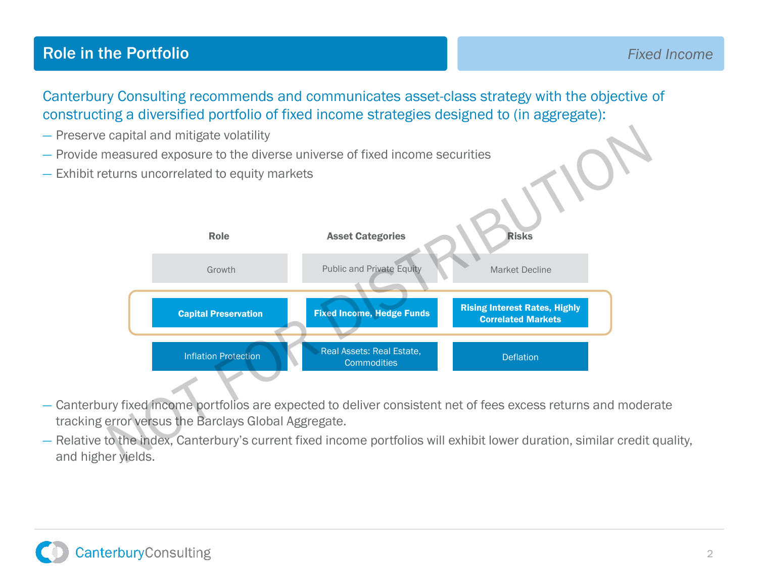## Role in the Portfolio

*Fixed Income*

Canterbury Consulting recommends and communicates asset-class strategy with the objective of constructing a diversified portfolio of fixed income strategies designed to (in aggregate):

- Preserve capital and mitigate volatility
- Provide measured exposure to the diverse universe of fixed income securities
- Exhibit returns uncorrelated to equity markets

| Role | Asset Categories | Risks |
|---|---|---|
| Growth | Public and Private Equity | Market Decline |
| **Capital Preservation** | **Fixed Income, Hedge Funds** | **Rising Interest Rates, Highly Correlated Markets** |
| Inflation Protection | Real Assets: Real Estate, Commodities | Deflation |

- Canterbury fixed income portfolios are expected to deliver consistent net of fees excess returns and moderate tracking error versus the Barclays Global Aggregate.
- Relative to the index, Canterbury's current fixed income portfolios will exhibit lower duration, similar credit quality, and higher yields.

NOT FOR DISTRIBUTION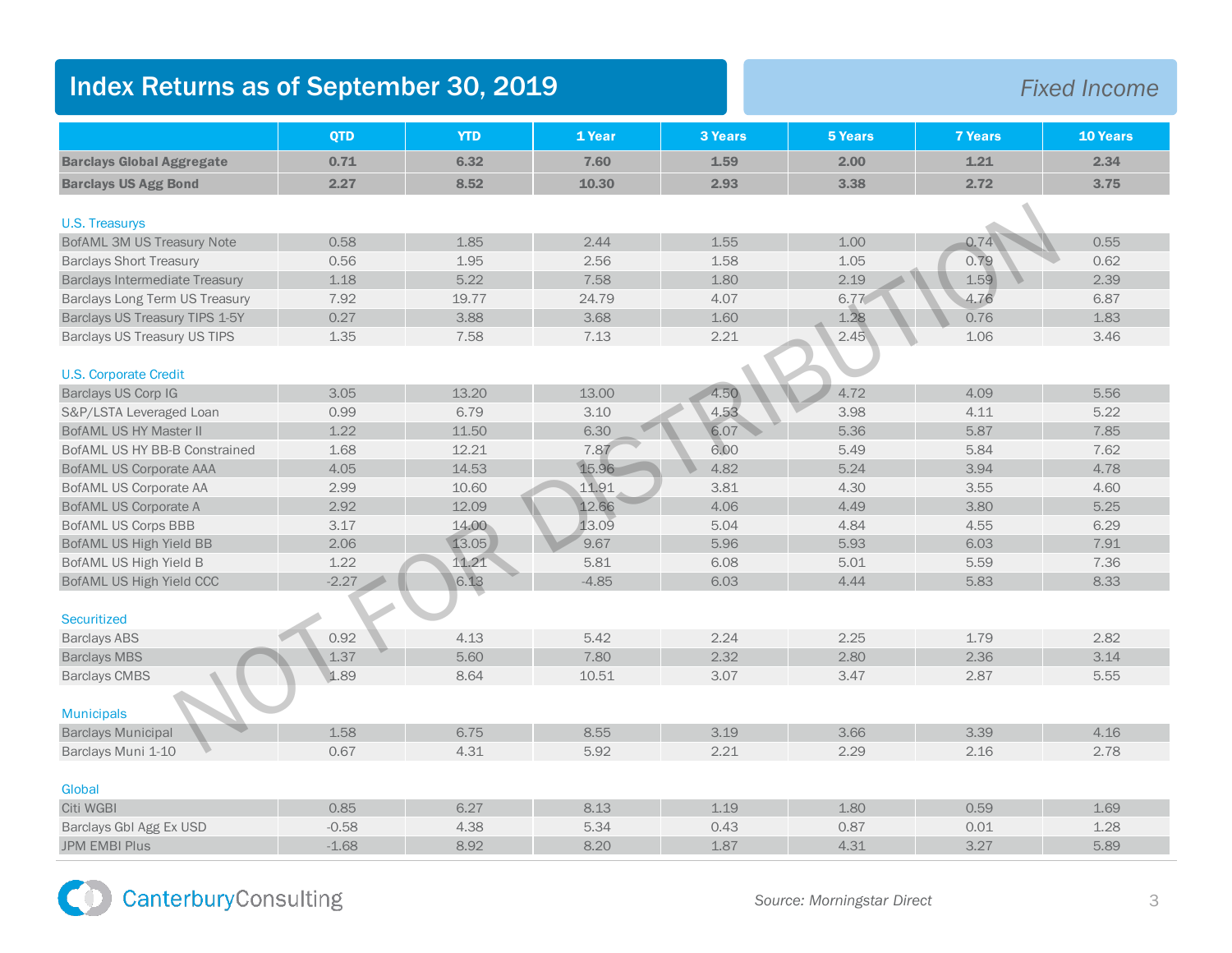## Index Returns as of September 30, 2019

*Fixed Income*

| | QTD | YTD | 1 Year | 3 Years | 5 Years | 7 Years | 10 Years |
|---|---|---|---|---|---|---|---|
| **Barclays Global Aggregate** | **0.71** | **6.32** | **7.60** | **1.59** | **2.00** | **1.21** | **2.34** |
| **Barclays US Agg Bond** | **2.27** | **8.52** | **10.30** | **2.93** | **3.38** | **2.72** | **3.75** |
| U.S. Treasurys | | | | | | | |
| BofAML 3M US Treasury Note | 0.58 | 1.85 | 2.44 | 1.55 | 1.00 | 0.74 | 0.55 |
| Barclays Short Treasury | 0.56 | 1.95 | 2.56 | 1.58 | 1.05 | 0.79 | 0.62 |
| Barclays Intermediate Treasury | 1.18 | 5.22 | 7.58 | 1.80 | 2.19 | 1.59 | 2.39 |
| Barclays Long Term US Treasury | 7.92 | 19.77 | 24.79 | 4.07 | 6.77 | 4.76 | 6.87 |
| Barclays US Treasury TIPS 1-5Y | 0.27 | 3.88 | 3.68 | 1.60 | 1.28 | 0.76 | 1.83 |
| Barclays US Treasury US TIPS | 1.35 | 7.58 | 7.13 | 2.21 | 2.45 | 1.06 | 3.46 |
| U.S. Corporate Credit | | | | | | | |
| Barclays US Corp IG | 3.05 | 13.20 | 13.00 | 4.50 | 4.72 | 4.09 | 5.56 |
| S&P/LSTA Leveraged Loan | 0.99 | 6.79 | 3.10 | 4.53 | 3.98 | 4.11 | 5.22 |
| BofAML US HY Master II | 1.22 | 11.50 | 6.30 | 6.07 | 5.36 | 5.87 | 7.85 |
| BofAML US HY BB-B Constrained | 1.68 | 12.21 | 7.87 | 6.00 | 5.49 | 5.84 | 7.62 |
| BofAML US Corporate AAA | 4.05 | 14.53 | 15.96 | 4.82 | 5.24 | 3.94 | 4.78 |
| BofAML US Corporate AA | 2.99 | 10.60 | 11.91 | 3.81 | 4.30 | 3.55 | 4.60 |
| BofAML US Corporate A | 2.92 | 12.09 | 12.66 | 4.06 | 4.49 | 3.80 | 5.25 |
| BofAML US Corps BBB | 3.17 | 14.00 | 13.09 | 5.04 | 4.84 | 4.55 | 6.29 |
| BofAML US High Yield BB | 2.06 | 13.05 | 9.67 | 5.96 | 5.93 | 6.03 | 7.91 |
| BofAML US High Yield B | 1.22 | 11.21 | 5.81 | 6.08 | 5.01 | 5.59 | 7.36 |
| BofAML US High Yield CCC | -2.27 | 6.13 | -4.85 | 6.03 | 4.44 | 5.83 | 8.33 |
| Securitized | | | | | | | |
| Barclays ABS | 0.92 | 4.13 | 5.42 | 2.24 | 2.25 | 1.79 | 2.82 |
| Barclays MBS | 1.37 | 5.60 | 7.80 | 2.32 | 2.80 | 2.36 | 3.14 |
| Barclays CMBS | 1.89 | 8.64 | 10.51 | 3.07 | 3.47 | 2.87 | 5.55 |
| Municipals | | | | | | | |
| Barclays Municipal | 1.58 | 6.75 | 8.55 | 3.19 | 3.66 | 3.39 | 4.16 |
| Barclays Muni 1-10 | 0.67 | 4.31 | 5.92 | 2.21 | 2.29 | 2.16 | 2.78 |
| Global | | | | | | | |
| Citi WGBI | 0.85 | 6.27 | 8.13 | 1.19 | 1.80 | 0.59 | 1.69 |
| Barclays Gbl Agg Ex USD | -0.58 | 4.38 | 5.34 | 0.43 | 0.87 | 0.01 | 1.28 |
| JPM EMBI Plus | -1.68 | 8.92 | 8.20 | 1.87 | 4.31 | 3.27 | 5.89 |

NOT FOR DISTRIBUTION

CanterburyConsulting

*Source: Morningstar Direct*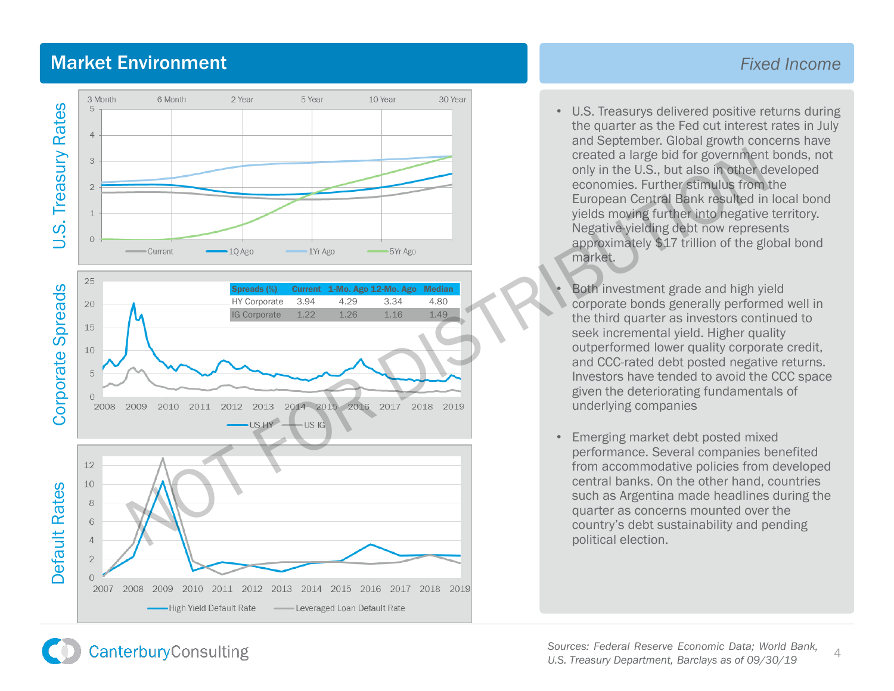## Market Environment

*Fixed Income*

U.S. Treasury Rates

Corporate Spreads

| Spreads (%) | Current | 1-Mo. Ago | 12-Mo. Ago | Median |
|---|---|---|---|---|
| HY Corporate | 3.94 | 4.29 | 3.34 | 4.80 |
| IG Corporate | 1.22 | 1.26 | 1.16 | 1.49 |

Default Rates

- U.S. Treasurys delivered positive returns during the quarter as the Fed cut interest rates in July and September. Global growth concerns have created a large bid for government bonds, not only in the U.S., but also in other developed economies. Further stimulus from the European Central Bank resulted in local bond yields moving further into negative territory. Negative-yielding debt now represents approximately $17 trillion of the global bond market.

- Both investment grade and high yield corporate bonds generally performed well in the third quarter as investors continued to seek incremental yield. Higher quality outperformed lower quality corporate credit, and CCC-rated debt posted negative returns. Investors have tended to avoid the CCC space given the deteriorating fundamentals of underlying companies

- Emerging market debt posted mixed performance. Several companies benefited from accommodative policies from developed central banks. On the other hand, countries such as Argentina made headlines during the quarter as concerns mounted over the country's debt sustainability and pending political election.

*Sources: Federal Reserve Economic Data; World Bank, U.S. Treasury Department, Barclays as of 09/30/19*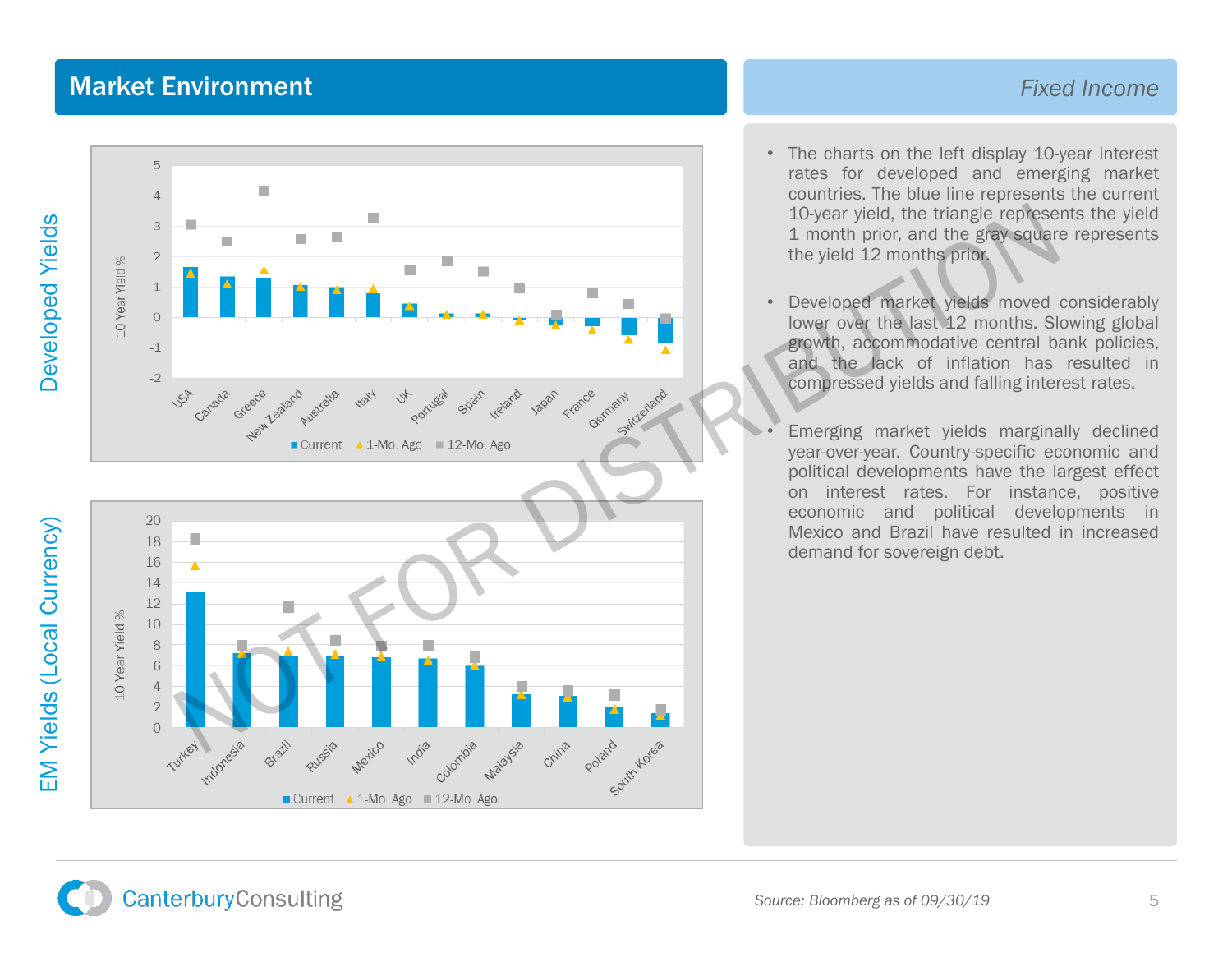# Market Environment

## Fixed Income

**Developed Yields**

10 Year Yield %

Countries: USA, Canada, Greece, New Zealand, Australia, Italy, UK, Portugal, Spain, Ireland, Japan, France, Germany, Switzerland

Current · 1-Mo. Ago · 12-Mo. Ago

**EM Yields (Local Currency)**

10 Year Yield %

Countries: Turkey, Indonesia, Brazil, Russia, Mexico, India, Colombia, Malaysia, China, Poland, South Korea

Current · 1-Mo. Ago · 12-Mo. Ago

- The charts on the left display 10-year interest rates for developed and emerging market countries. The blue line represents the current 10-year yield, the triangle represents the yield 1 month prior, and the gray square represents the yield 12 months prior.

- Developed market yields moved considerably lower over the last 12 months. Slowing global growth, accommodative central bank policies, and the lack of inflation has resulted in compressed yields and falling interest rates.

- Emerging market yields marginally declined year-over-year. Country-specific economic and political developments have the largest effect on interest rates. For instance, positive economic and political developments in Mexico and Brazil have resulted in increased demand for sovereign debt.

NOT FOR DISTRIBUTION

*Source: Bloomberg as of 09/30/19*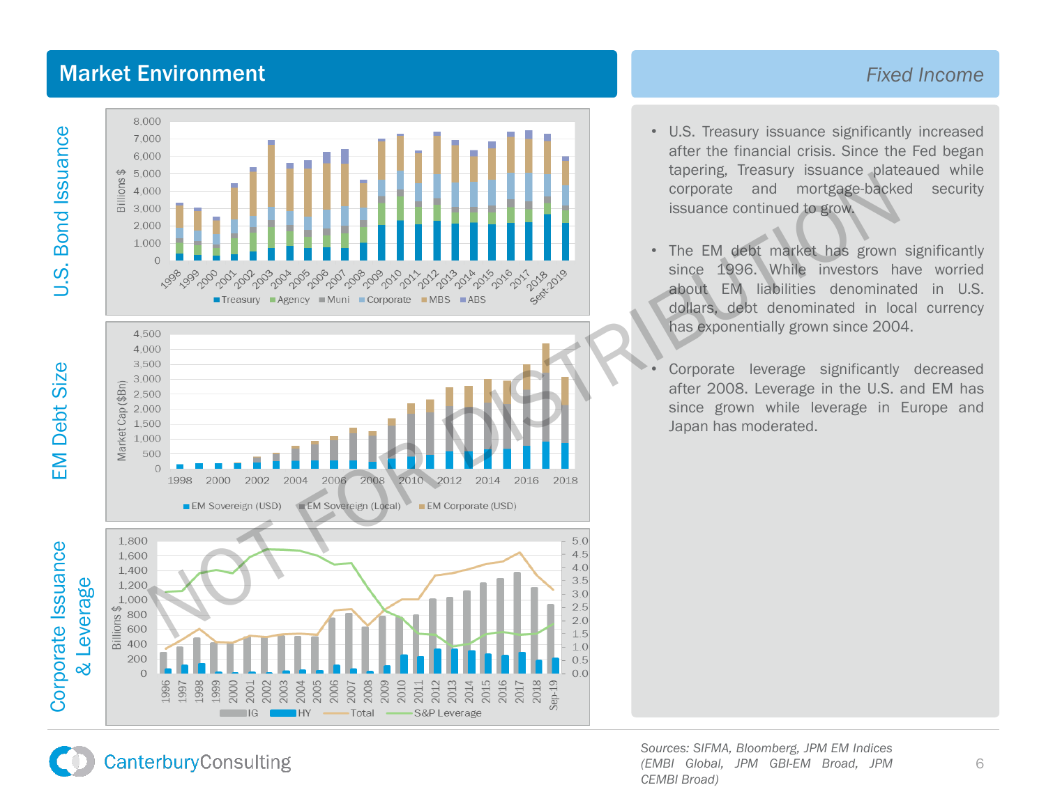# Market Environment

*Fixed Income*

## U.S. Bond Issuance

Billions $

Treasury | Agency | Muni | Corporate | MBS | ABS

1998–Sept-2019

## EM Debt Size

Market Cap ($Bn)

EM Sovereign (USD) | EM Sovereign (Local) | EM Corporate (USD)

1998–2018

## Corporate Issuance & Leverage

Billions $

IG | HY | Total | S&P Leverage

1996–Sep-19

- U.S. Treasury issuance significantly increased after the financial crisis. Since the Fed began tapering, Treasury issuance plateaued while corporate and mortgage-backed security issuance continued to grow.

- The EM debt market has grown significantly since 1996. While investors have worried about EM liabilities denominated in U.S. dollars, debt denominated in local currency has exponentially grown since 2004.

- Corporate leverage significantly decreased after 2008. Leverage in the U.S. and EM has since grown while leverage in Europe and Japan has moderated.

*Sources: SIFMA, Bloomberg, JPM EM Indices (EMBI Global, JPM GBI-EM Broad, JPM CEMBI Broad)*

NOT FOR DISTRIBUTION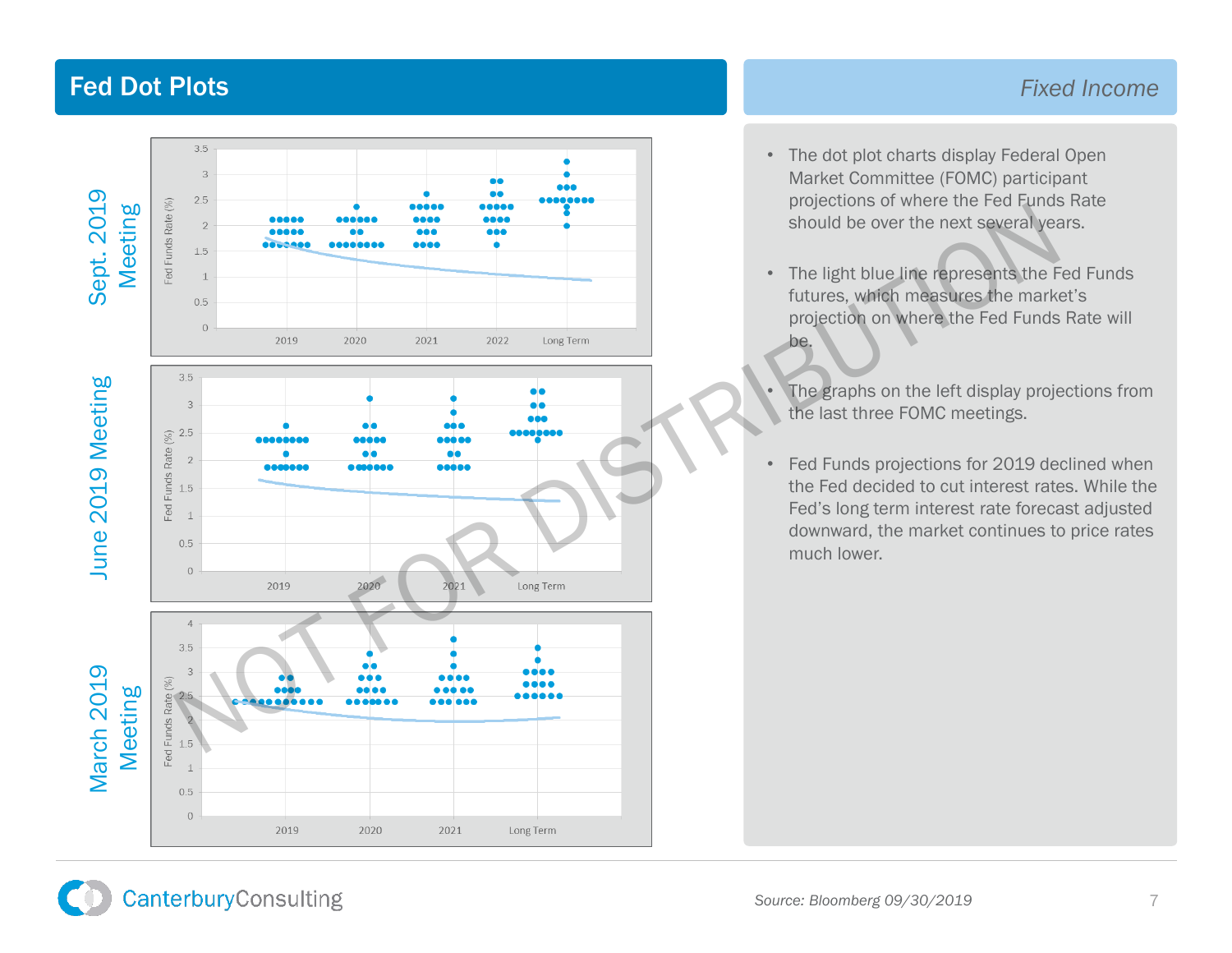# Fed Dot Plots

*Fixed Income*

Sept. 2019 Meeting

June 2019 Meeting

March 2019 Meeting

- The dot plot charts display Federal Open Market Committee (FOMC) participant projections of where the Fed Funds Rate should be over the next several years.
- The light blue line represents the Fed Funds futures, which measures the market's projection on where the Fed Funds Rate will be.
- The graphs on the left display projections from the last three FOMC meetings.
- Fed Funds projections for 2019 declined when the Fed decided to cut interest rates. While the Fed's long term interest rate forecast adjusted downward, the market continues to price rates much lower.

*Source: Bloomberg 09/30/2019*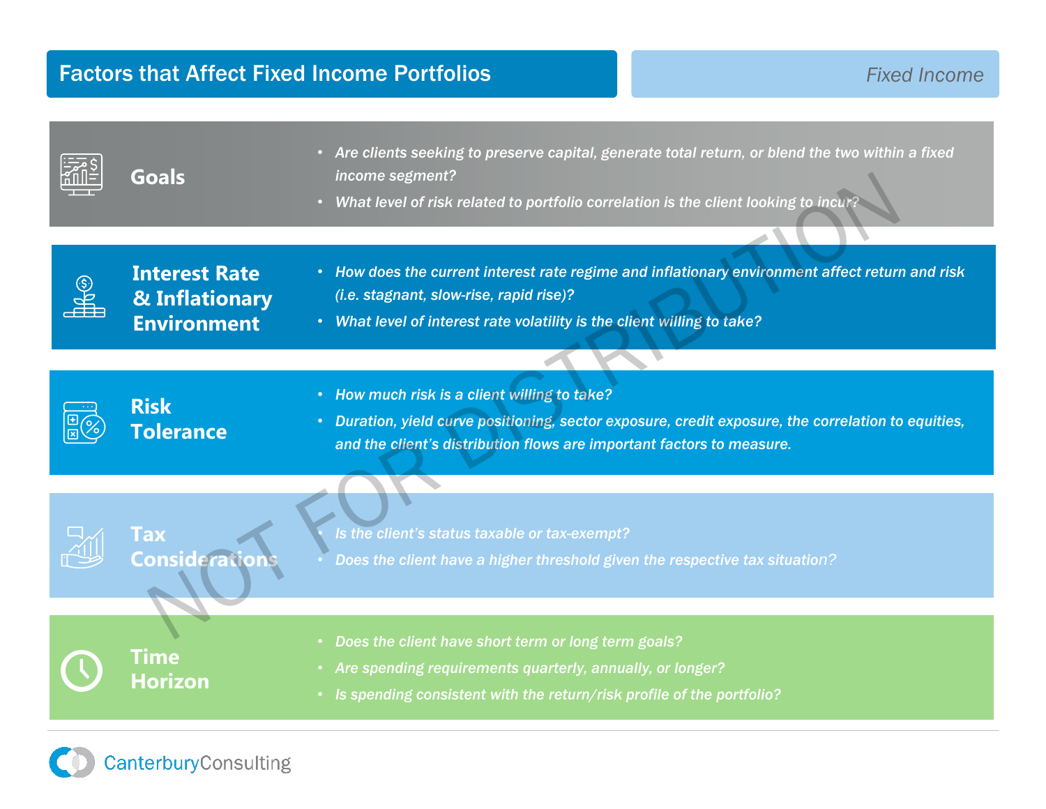# Factors that Affect Fixed Income Portfolios

*Fixed Income*

## Goals

- *Are clients seeking to preserve capital, generate total return, or blend the two within a fixed income segment?*
- *What level of risk related to portfolio correlation is the client looking to incur?*

## Interest Rate & Inflationary Environment

- *How does the current interest rate regime and inflationary environment affect return and risk (i.e. stagnant, slow-rise, rapid rise)?*
- *What level of interest rate volatility is the client willing to take?*

## Risk Tolerance

- *How much risk is a client willing to take?*
- *Duration, yield curve positioning, sector exposure, credit exposure, the correlation to equities, and the client's distribution flows are important factors to measure.*

## Tax Considerations

- *Is the client's status taxable or tax-exempt?*
- *Does the client have a higher threshold given the respective tax situation?*

## Time Horizon

- *Does the client have short term or long term goals?*
- *Are spending requirements quarterly, annually, or longer?*
- *Is spending consistent with the return/risk profile of the portfolio?*

NOT FOR DISTRIBUTION

CanterburyConsulting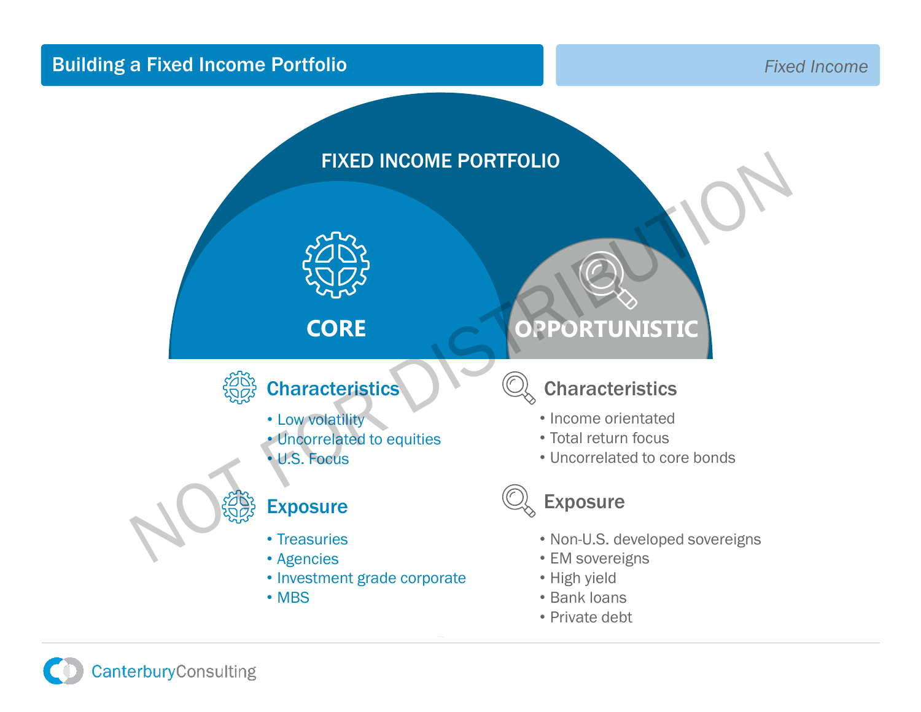# Building a Fixed Income Portfolio

*Fixed Income*

FIXED INCOME PORTFOLIO

CORE

OPPORTUNISTIC

NOT FOR DISTRIBUTION

## Core

### Characteristics

- Low volatility
- Uncorrelated to equities
- U.S. Focus

### Exposure

- Treasuries
- Agencies
- Investment grade corporate
- MBS

## Opportunistic

### Characteristics

- Income orientated
- Total return focus
- Uncorrelated to core bonds

### Exposure

- Non-U.S. developed sovereigns
- EM sovereigns
- High yield
- Bank loans
- Private debt

CanterburyConsulting